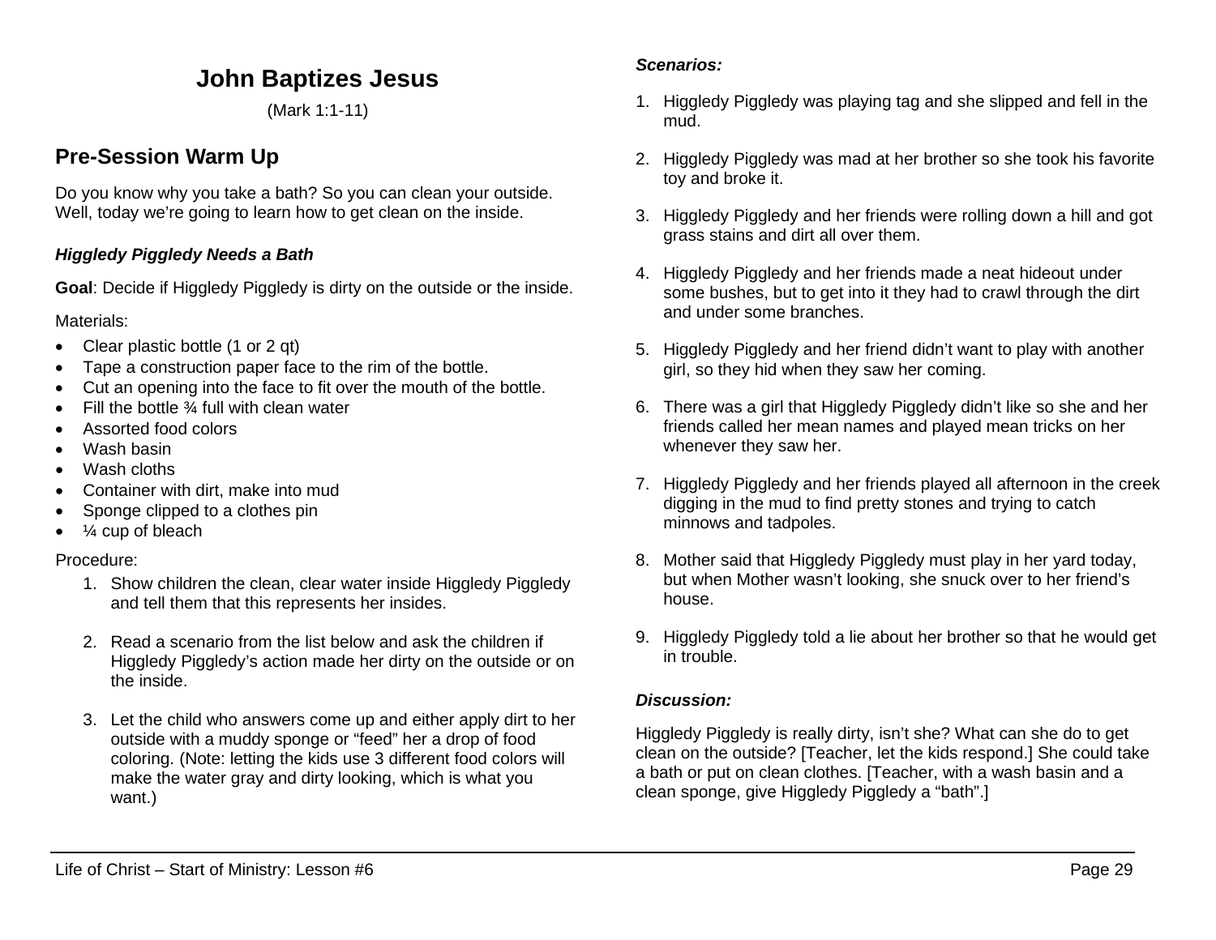# John Baptizes Jesus

(Mark 1:1-11)

## Pre-Session Warm Up

Do you know why you take a bath? So you can clean your outside. Well, today we're going to learn how to get clean on the inside.

### *Higgledy Piggledy Needs a Bath*

**Goal**: Decide if Higgledy Piggledy is dirty on the outside or the inside.

Materials:

- Clear plastic bottle (1 or 2 qt)
- Tape a construction paper face to the rim of the bottle.
- Cut an opening into the face to fit over the mouth of the bottle.
- Fill the bottle ¾ full with clean water
- Assorted food colors
- Wash basin
- Wash cloths
- Container with dirt, make into mud
- Sponge clipped to a clothes pin
- ¼ cup of bleach

Procedure:

1. Show children the clean, clear water inside Higgledy Piggledy and tell them that this represents her insides.

2. Read a scenario from the list below and ask the children if Higgledy Piggledy's action made her dirty on the outside or on the inside.

3. Let the child who answers come up and either apply dirt to her outside with a muddy sponge or "feed" her a drop of food coloring. (Note: letting the kids use 3 different food colors will make the water gray and dirty looking, which is what you want.)

***Scenarios:***

1. Higgledy Piggledy was playing tag and she slipped and fell in the mud.

2. Higgledy Piggledy was mad at her brother so she took his favorite toy and broke it.

3. Higgledy Piggledy and her friends were rolling down a hill and got grass stains and dirt all over them.

4. Higgledy Piggledy and her friends made a neat hideout under some bushes, but to get into it they had to crawl through the dirt and under some branches.

5. Higgledy Piggledy and her friend didn't want to play with another girl, so they hid when they saw her coming.

6. There was a girl that Higgledy Piggledy didn't like so she and her friends called her mean names and played mean tricks on her whenever they saw her.

7. Higgledy Piggledy and her friends played all afternoon in the creek digging in the mud to find pretty stones and trying to catch minnows and tadpoles.

8. Mother said that Higgledy Piggledy must play in her yard today, but when Mother wasn't looking, she snuck over to her friend's house.

9. Higgledy Piggledy told a lie about her brother so that he would get in trouble.

***Discussion:***

Higgledy Piggledy is really dirty, isn't she? What can she do to get clean on the outside? [Teacher, let the kids respond.] She could take a bath or put on clean clothes. [Teacher, with a wash basin and a clean sponge, give Higgledy Piggledy a "bath".]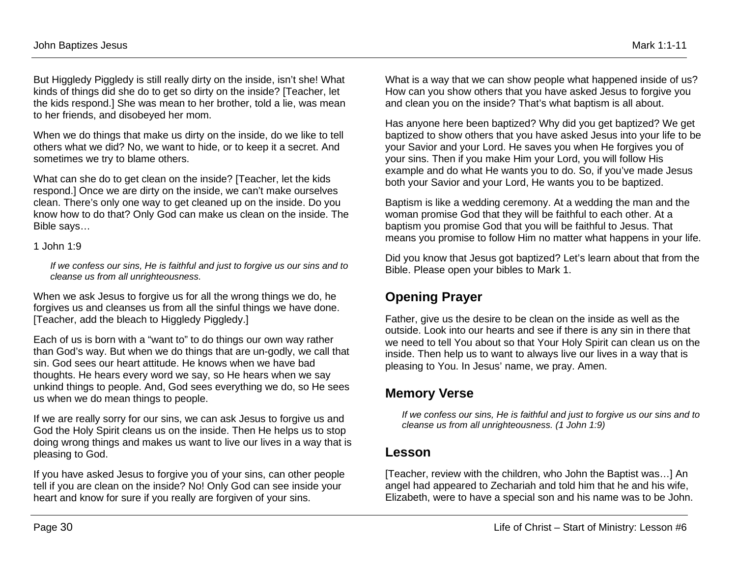But Higgledy Piggledy is still really dirty on the inside, isn't she! What kinds of things did she do to get so dirty on the inside? [Teacher, let the kids respond.] She was mean to her brother, told a lie, was mean to her friends, and disobeyed her mom.

When we do things that make us dirty on the inside, do we like to tell others what we did? No, we want to hide, or to keep it a secret. And sometimes we try to blame others.

What can she do to get clean on the inside? [Teacher, let the kids respond.] Once we are dirty on the inside, we can't make ourselves clean. There's only one way to get cleaned up on the inside. Do you know how to do that? Only God can make us clean on the inside. The Bible says…

1 John 1:9

> *If we confess our sins, He is faithful and just to forgive us our sins and to cleanse us from all unrighteousness.*

When we ask Jesus to forgive us for all the wrong things we do, he forgives us and cleanses us from all the sinful things we have done. [Teacher, add the bleach to Higgledy Piggledy.]

Each of us is born with a "want to" to do things our own way rather than God's way. But when we do things that are un-godly, we call that sin. God sees our heart attitude. He knows when we have bad thoughts. He hears every word we say, so He hears when we say unkind things to people. And, God sees everything we do, so He sees us when we do mean things to people.

If we are really sorry for our sins, we can ask Jesus to forgive us and God the Holy Spirit cleans us on the inside. Then He helps us to stop doing wrong things and makes us want to live our lives in a way that is pleasing to God.

If you have asked Jesus to forgive you of your sins, can other people tell if you are clean on the inside? No! Only God can see inside your heart and know for sure if you really are forgiven of your sins.

What is a way that we can show people what happened inside of us? How can you show others that you have asked Jesus to forgive you and clean you on the inside? That's what baptism is all about.

Has anyone here been baptized? Why did you get baptized? We get baptized to show others that you have asked Jesus into your life to be your Savior and your Lord. He saves you when He forgives you of your sins. Then if you make Him your Lord, you will follow His example and do what He wants you to do. So, if you've made Jesus both your Savior and your Lord, He wants you to be baptized.

Baptism is like a wedding ceremony. At a wedding the man and the woman promise God that they will be faithful to each other. At a baptism you promise God that you will be faithful to Jesus. That means you promise to follow Him no matter what happens in your life.

Did you know that Jesus got baptized? Let's learn about that from the Bible. Please open your bibles to Mark 1.

## Opening Prayer

Father, give us the desire to be clean on the inside as well as the outside. Look into our hearts and see if there is any sin in there that we need to tell You about so that Your Holy Spirit can clean us on the inside. Then help us to want to always live our lives in a way that is pleasing to You. In Jesus' name, we pray. Amen.

## Memory Verse

> *If we confess our sins, He is faithful and just to forgive us our sins and to cleanse us from all unrighteousness. (1 John 1:9)*

## Lesson

[Teacher, review with the children, who John the Baptist was…] An angel had appeared to Zechariah and told him that he and his wife, Elizabeth, were to have a special son and his name was to be John.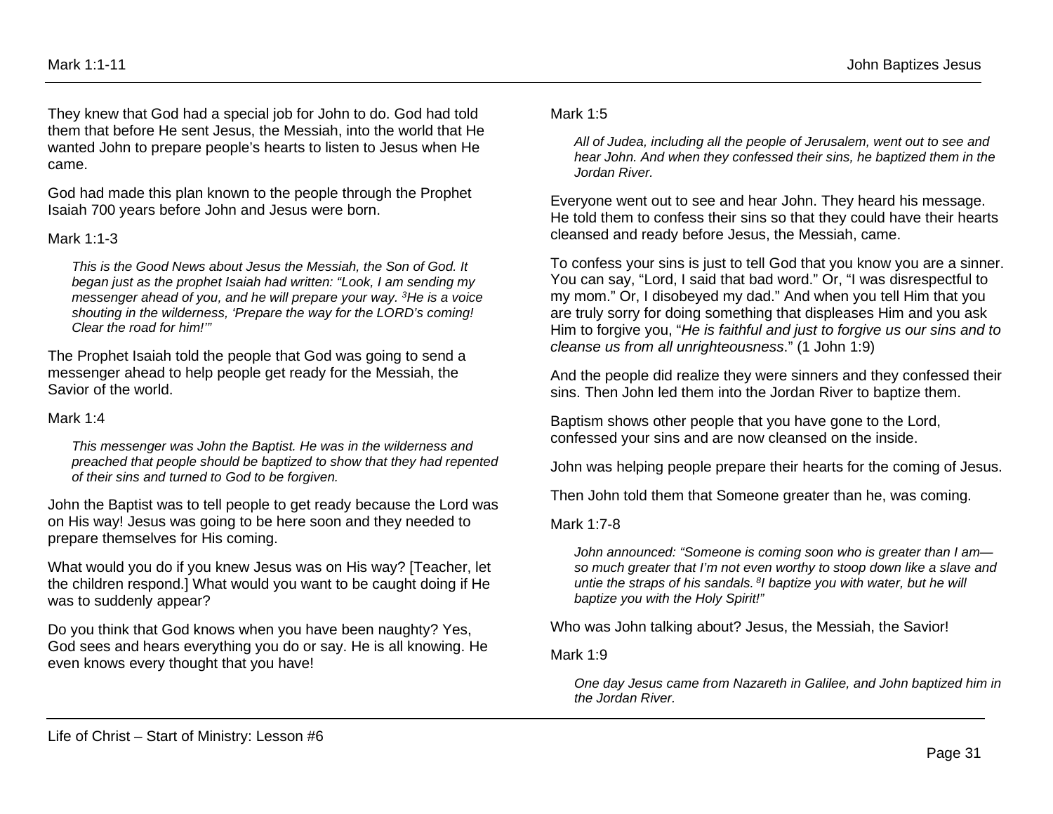They knew that God had a special job for John to do. God had told them that before He sent Jesus, the Messiah, into the world that He wanted John to prepare people's hearts to listen to Jesus when He came.

God had made this plan known to the people through the Prophet Isaiah 700 years before John and Jesus were born.

Mark 1:1-3

> *This is the Good News about Jesus the Messiah, the Son of God. It began just as the prophet Isaiah had written: "Look, I am sending my messenger ahead of you, and he will prepare your way. [3]He is a voice shouting in the wilderness, 'Prepare the way for the LORD's coming! Clear the road for him!'"*

The Prophet Isaiah told the people that God was going to send a messenger ahead to help people get ready for the Messiah, the Savior of the world.

Mark 1:4

> *This messenger was John the Baptist. He was in the wilderness and preached that people should be baptized to show that they had repented of their sins and turned to God to be forgiven.*

John the Baptist was to tell people to get ready because the Lord was on His way! Jesus was going to be here soon and they needed to prepare themselves for His coming.

What would you do if you knew Jesus was on His way? [Teacher, let the children respond.] What would you want to be caught doing if He was to suddenly appear?

Do you think that God knows when you have been naughty? Yes, God sees and hears everything you do or say. He is all knowing. He even knows every thought that you have!

Mark 1:5

> *All of Judea, including all the people of Jerusalem, went out to see and hear John. And when they confessed their sins, he baptized them in the Jordan River.*

Everyone went out to see and hear John. They heard his message. He told them to confess their sins so that they could have their hearts cleansed and ready before Jesus, the Messiah, came.

To confess your sins is just to tell God that you know you are a sinner. You can say, "Lord, I said that bad word." Or, "I was disrespectful to my mom." Or, I disobeyed my dad." And when you tell Him that you are truly sorry for doing something that displeases Him and you ask Him to forgive you, "*He is faithful and just to forgive us our sins and to cleanse us from all unrighteousness*." (1 John 1:9)

And the people did realize they were sinners and they confessed their sins. Then John led them into the Jordan River to baptize them.

Baptism shows other people that you have gone to the Lord, confessed your sins and are now cleansed on the inside.

John was helping people prepare their hearts for the coming of Jesus.

Then John told them that Someone greater than he, was coming.

Mark 1:7-8

> *John announced: "Someone is coming soon who is greater than I am—so much greater that I'm not even worthy to stoop down like a slave and untie the straps of his sandals. [8]I baptize you with water, but he will baptize you with the Holy Spirit!"*

Who was John talking about? Jesus, the Messiah, the Savior!

Mark 1:9

> *One day Jesus came from Nazareth in Galilee, and John baptized him in the Jordan River.*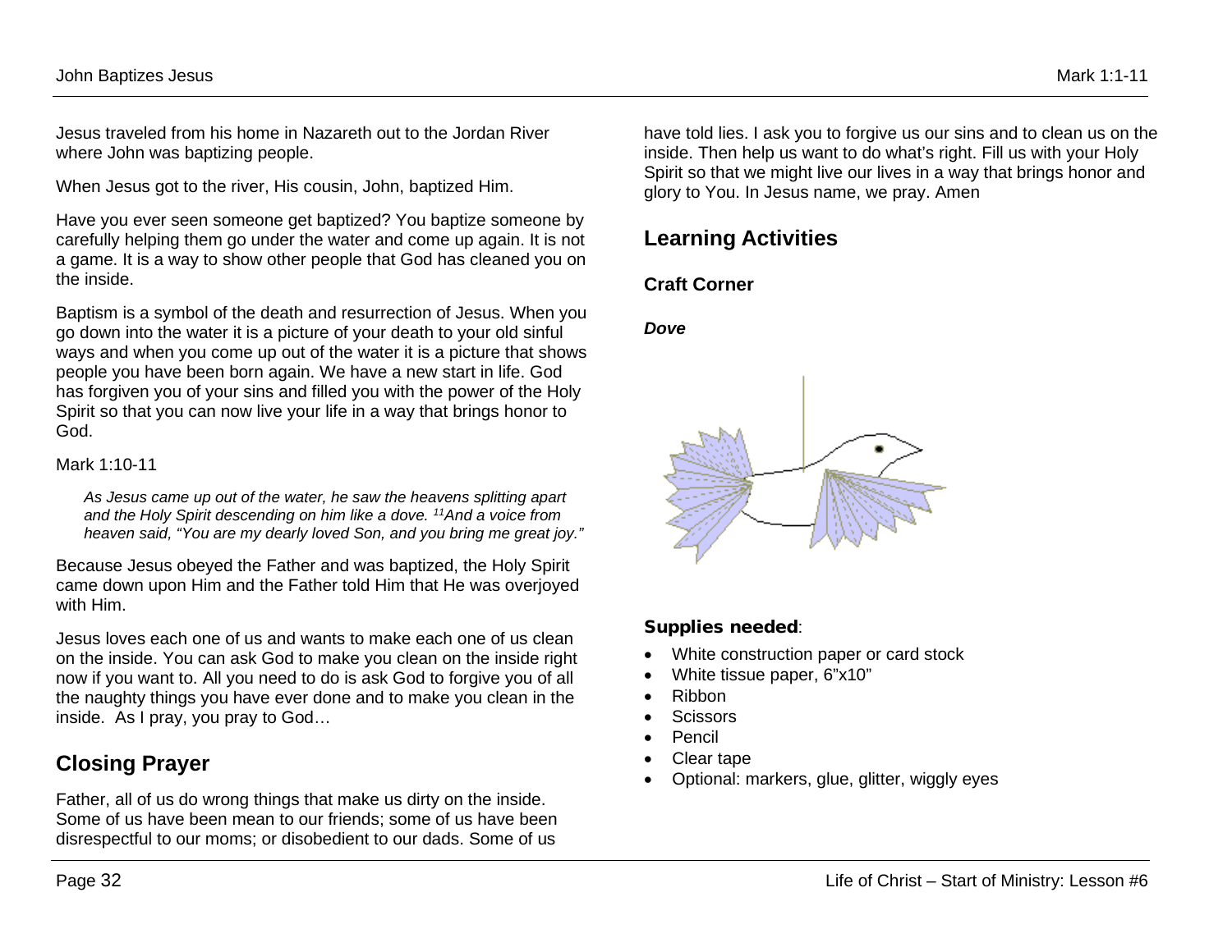Jesus traveled from his home in Nazareth out to the Jordan River where John was baptizing people.

When Jesus got to the river, His cousin, John, baptized Him.

Have you ever seen someone get baptized? You baptize someone by carefully helping them go under the water and come up again. It is not a game. It is a way to show other people that God has cleaned you on the inside.

Baptism is a symbol of the death and resurrection of Jesus. When you go down into the water it is a picture of your death to your old sinful ways and when you come up out of the water it is a picture that shows people you have been born again. We have a new start in life. God has forgiven you of your sins and filled you with the power of the Holy Spirit so that you can now live your life in a way that brings honor to God.

Mark 1:10-11

> *As Jesus came up out of the water, he saw the heavens splitting apart and the Holy Spirit descending on him like a dove. [11]And a voice from heaven said, "You are my dearly loved Son, and you bring me great joy."*

Because Jesus obeyed the Father and was baptized, the Holy Spirit came down upon Him and the Father told Him that He was overjoyed with Him.

Jesus loves each one of us and wants to make each one of us clean on the inside. You can ask God to make you clean on the inside right now if you want to. All you need to do is ask God to forgive you of all the naughty things you have ever done and to make you clean in the inside. As I pray, you pray to God…

## Closing Prayer

Father, all of us do wrong things that make us dirty on the inside. Some of us have been mean to our friends; some of us have been disrespectful to our moms; or disobedient to our dads. Some of us have told lies. I ask you to forgive us our sins and to clean us on the inside. Then help us want to do what's right. Fill us with your Holy Spirit so that we might live our lives in a way that brings honor and glory to You. In Jesus name, we pray. Amen

## Learning Activities

### Craft Corner

***Dove***

**Supplies needed**:

- White construction paper or card stock
- White tissue paper, 6"x10"
- Ribbon
- Scissors
- Pencil
- Clear tape
- Optional: markers, glue, glitter, wiggly eyes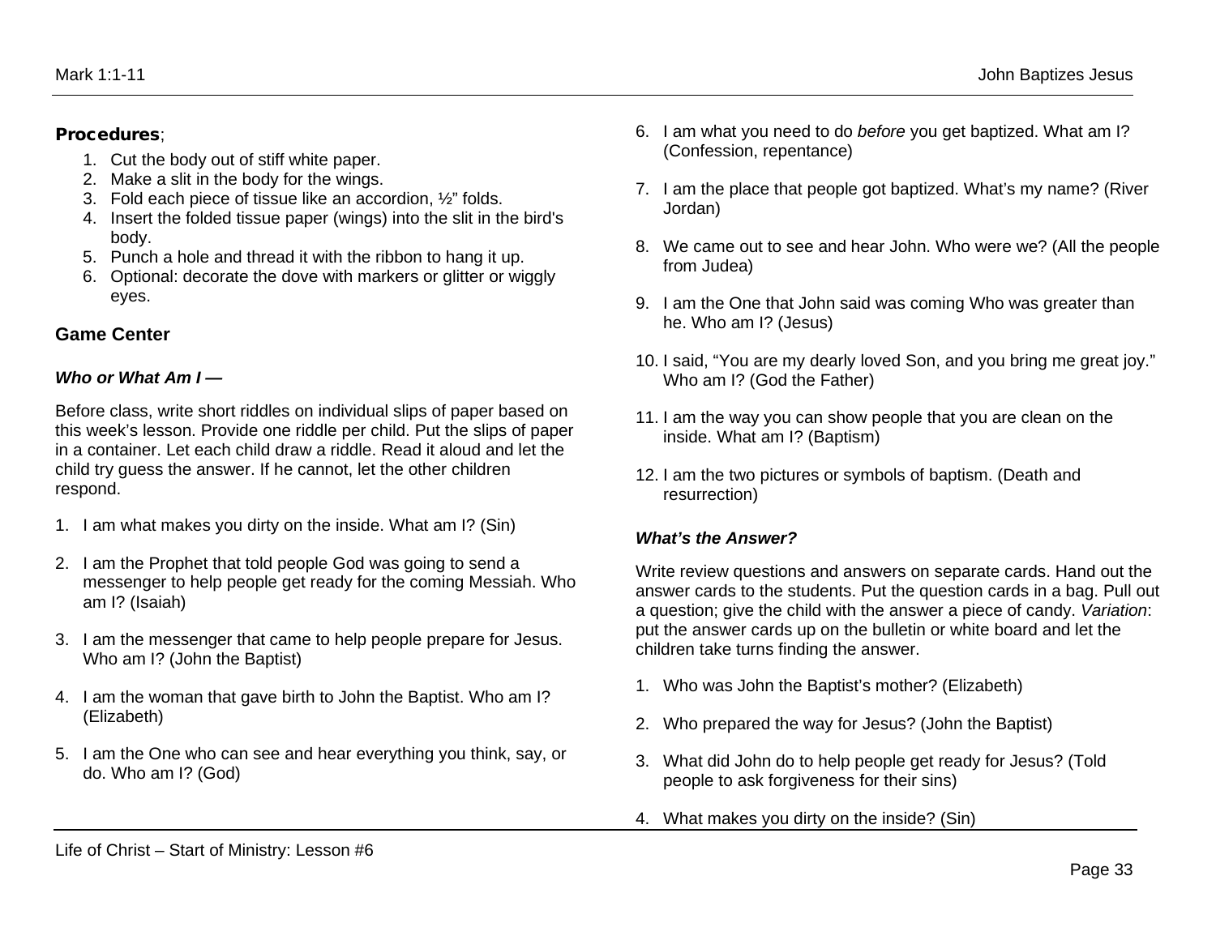**Procedures**;

1. Cut the body out of stiff white paper.
2. Make a slit in the body for the wings.
3. Fold each piece of tissue like an accordion, ½" folds.
4. Insert the folded tissue paper (wings) into the slit in the bird's body.
5. Punch a hole and thread it with the ribbon to hang it up.
6. Optional: decorate the dove with markers or glitter or wiggly eyes.

### Game Center

***Who or What Am I —***

Before class, write short riddles on individual slips of paper based on this week's lesson. Provide one riddle per child. Put the slips of paper in a container. Let each child draw a riddle. Read it aloud and let the child try guess the answer. If he cannot, let the other children respond.

1. I am what makes you dirty on the inside. What am I? (Sin)
2. I am the Prophet that told people God was going to send a messenger to help people get ready for the coming Messiah. Who am I? (Isaiah)
3. I am the messenger that came to help people prepare for Jesus. Who am I? (John the Baptist)
4. I am the woman that gave birth to John the Baptist. Who am I? (Elizabeth)
5. I am the One who can see and hear everything you think, say, or do. Who am I? (God)
6. I am what you need to do *before* you get baptized. What am I? (Confession, repentance)
7. I am the place that people got baptized. What's my name? (River Jordan)
8. We came out to see and hear John. Who were we? (All the people from Judea)
9. I am the One that John said was coming Who was greater than he. Who am I? (Jesus)
10. I said, "You are my dearly loved Son, and you bring me great joy." Who am I? (God the Father)
11. I am the way you can show people that you are clean on the inside. What am I? (Baptism)
12. I am the two pictures or symbols of baptism. (Death and resurrection)

***What's the Answer?***

Write review questions and answers on separate cards. Hand out the answer cards to the students. Put the question cards in a bag. Pull out a question; give the child with the answer a piece of candy. *Variation*: put the answer cards up on the bulletin or white board and let the children take turns finding the answer.

1. Who was John the Baptist's mother? (Elizabeth)
2. Who prepared the way for Jesus? (John the Baptist)
3. What did John do to help people get ready for Jesus? (Told people to ask forgiveness for their sins)
4. What makes you dirty on the inside? (Sin)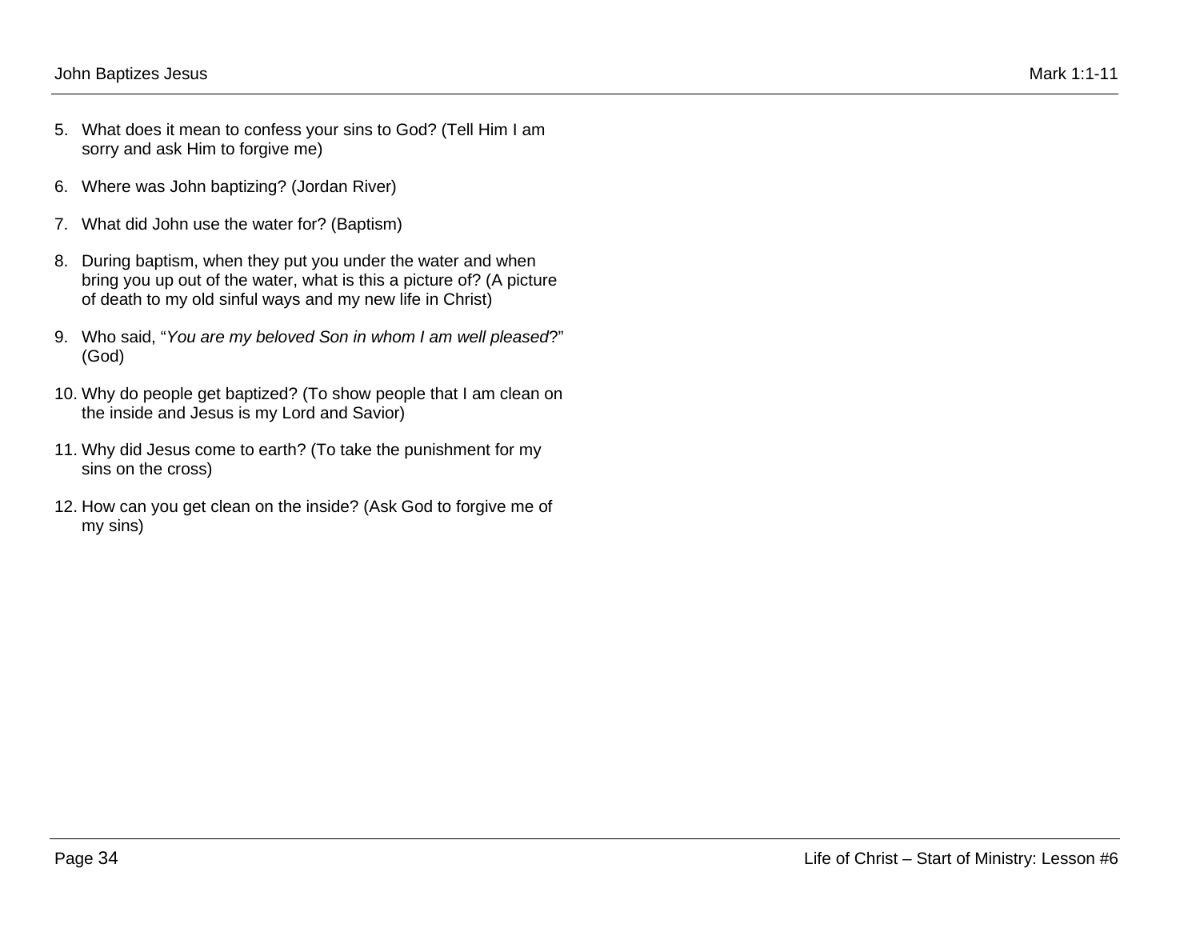5. What does it mean to confess your sins to God? (Tell Him I am sorry and ask Him to forgive me)

6. Where was John baptizing? (Jordan River)

7. What did John use the water for? (Baptism)

8. During baptism, when they put you under the water and when bring you up out of the water, what is this a picture of? (A picture of death to my old sinful ways and my new life in Christ)

9. Who said, "*You are my beloved Son in whom I am well pleased*?" (God)

10. Why do people get baptized? (To show people that I am clean on the inside and Jesus is my Lord and Savior)

11. Why did Jesus come to earth? (To take the punishment for my sins on the cross)

12. How can you get clean on the inside? (Ask God to forgive me of my sins)